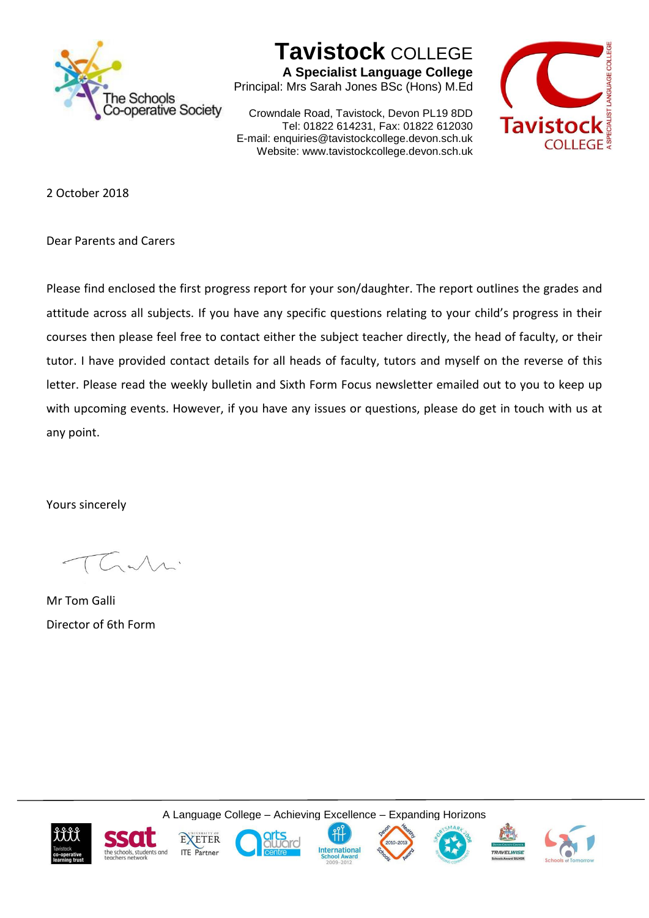# Tavistock COLLEGE

**A Specialist Language College**

Principal: Mrs Sarah Jones BSc (Hons) M.Ed

Crowndale Road, Tavistock, Devon PL19 8DD
Tel: 01822 614231, Fax: 01822 612030
E-mail: enquiries@tavistockcollege.devon.sch.uk
Website: www.tavistockcollege.devon.sch.uk

2 October 2018

Dear Parents and Carers

Please find enclosed the first progress report for your son/daughter. The report outlines the grades and attitude across all subjects. If you have any specific questions relating to your child's progress in their courses then please feel free to contact either the subject teacher directly, the head of faculty, or their tutor. I have provided contact details for all heads of faculty, tutors and myself on the reverse of this letter. Please read the weekly bulletin and Sixth Form Focus newsletter emailed out to you to keep up with upcoming events. However, if you have any issues or questions, please do get in touch with us at any point.

Yours sincerely

Mr Tom Galli
Director of 6th Form

A Language College – Achieving Excellence – Expanding Horizons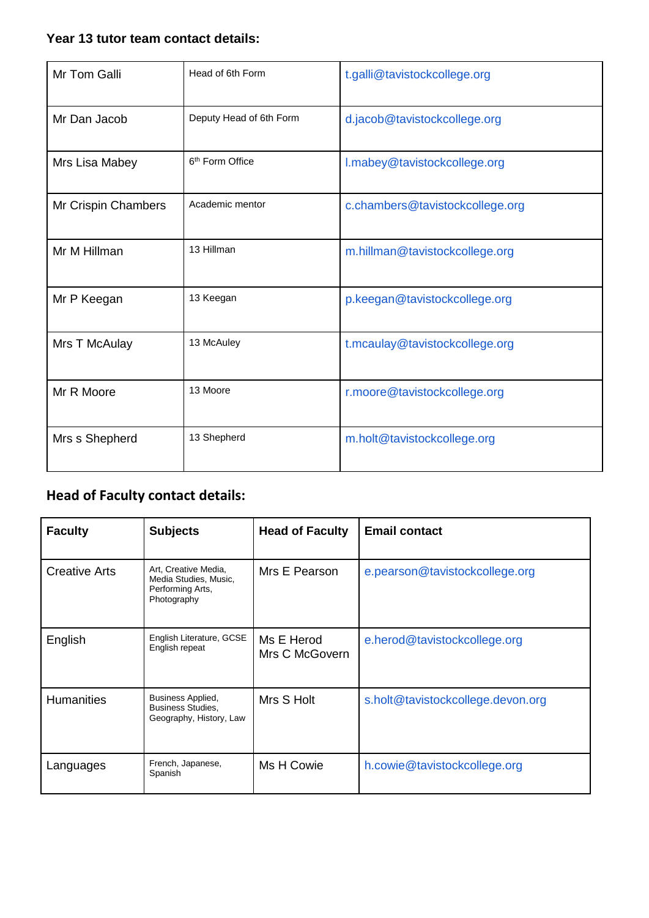**Year 13 tutor team contact details:**

| | | |
|---|---|---|
| Mr Tom Galli | Head of 6th Form | t.galli@tavistockcollege.org |
| Mr Dan Jacob | Deputy Head of 6th Form | d.jacob@tavistockcollege.org |
| Mrs Lisa Mabey | 6th Form Office | l.mabey@tavistockcollege.org |
| Mr Crispin Chambers | Academic mentor | c.chambers@tavistockcollege.org |
| Mr M Hillman | 13 Hillman | m.hillman@tavistockcollege.org |
| Mr P Keegan | 13 Keegan | p.keegan@tavistockcollege.org |
| Mrs T McAulay | 13 McAuley | t.mcaulay@tavistockcollege.org |
| Mr R Moore | 13 Moore | r.moore@tavistockcollege.org |
| Mrs s Shepherd | 13 Shepherd | m.holt@tavistockcollege.org |

## Head of Faculty contact details:

| Faculty | Subjects | Head of Faculty | Email contact |
|---|---|---|---|
| Creative Arts | Art, Creative Media, Media Studies, Music, Performing Arts, Photography | Mrs E Pearson | e.pearson@tavistockcollege.org |
| English | English Literature, GCSE English repeat | Ms E Herod<br>Mrs C McGovern | e.herod@tavistockcollege.org |
| Humanities | Business Applied, Business Studies, Geography, History, Law | Mrs S Holt | s.holt@tavistockcollege.devon.org |
| Languages | French, Japanese, Spanish | Ms H Cowie | h.cowie@tavistockcollege.org |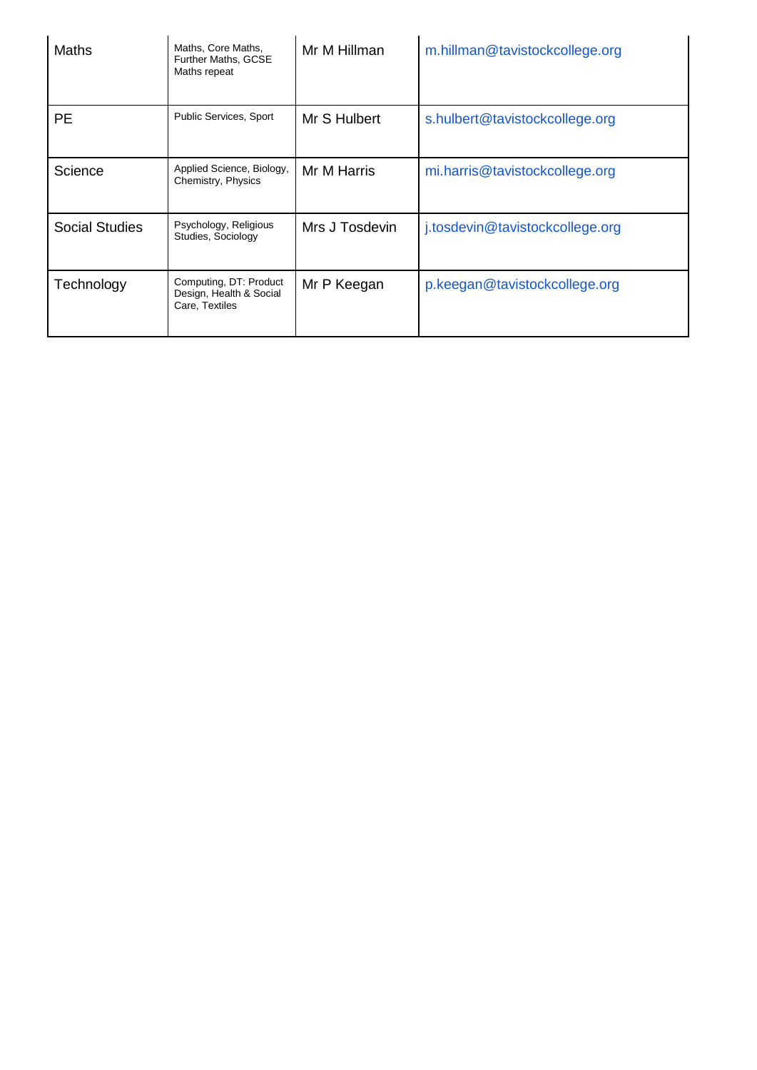| | | | |
|---|---|---|---|
| Maths | Maths, Core Maths, Further Maths, GCSE Maths repeat | Mr M Hillman | m.hillman@tavistockcollege.org |
| PE | Public Services, Sport | Mr S Hulbert | s.hulbert@tavistockcollege.org |
| Science | Applied Science, Biology, Chemistry, Physics | Mr M Harris | mi.harris@tavistockcollege.org |
| Social Studies | Psychology, Religious Studies, Sociology | Mrs J Tosdevin | j.tosdevin@tavistockcollege.org |
| Technology | Computing, DT: Product Design, Health & Social Care, Textiles | Mr P Keegan | p.keegan@tavistockcollege.org |